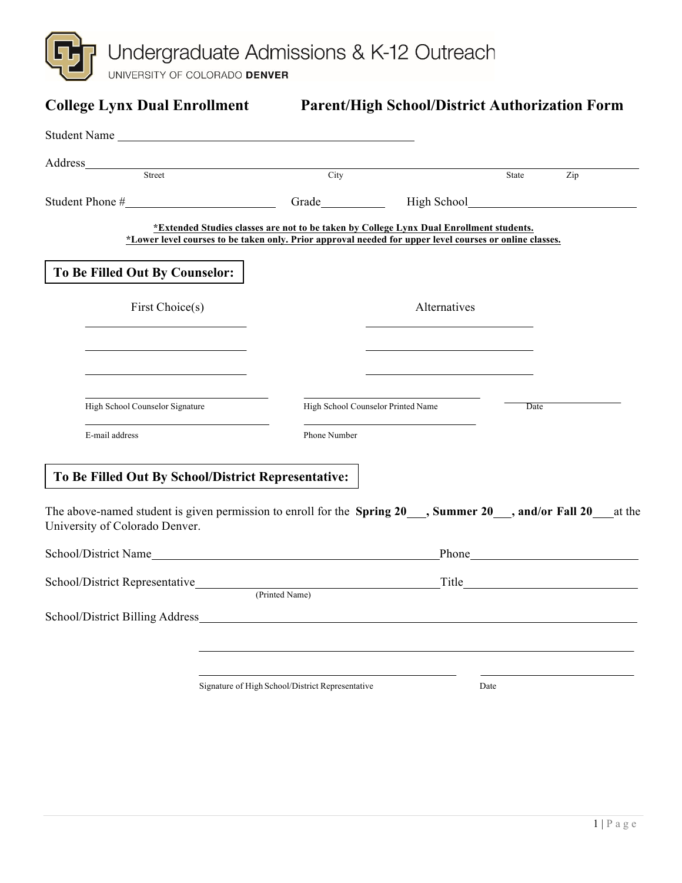Undergraduate Admissions & K-12 Outreach
UNIVERSITY OF COLORADO DENVER

## College Lynx Dual Enrollment — Parent/High School/District Authorization Form

Student Name \_\_\_\_\_\_\_\_\_\_\_\_\_\_\_\_\_\_\_\_\_\_\_\_\_\_\_\_\_\_\_\_\_\_\_\_\_\_\_\_

Address \_\_\_\_\_\_\_\_\_\_\_\_\_\_\_\_\_\_\_\_\_\_\_\_\_\_\_\_\_\_\_\_\_\_\_\_\_\_\_\_\_\_\_\_\_\_\_\_\_\_\_\_\_\_\_\_
Street — City — State — Zip

Student Phone # \_\_\_\_\_\_\_\_\_\_\_\_\_\_\_\_\_\_\_\_ Grade \_\_\_\_\_\_\_\_ High School \_\_\_\_\_\_\_\_\_\_\_\_\_\_\_\_\_\_\_\_\_\_

**\*Extended Studies classes are not to be taken by College Lynx Dual Enrollment students.**
**\*Lower level courses to be taken only. Prior approval needed for upper level courses or online classes.**

### To Be Filled Out By Counselor:

| First Choice(s) | Alternatives |
| --- | --- |
| | |
| | |
| | |

High School Counselor Signature \_\_\_\_\_\_\_\_\_\_\_\_\_\_\_\_\_\_\_\_ High School Counselor Printed Name \_\_\_\_\_\_\_\_\_\_\_\_\_\_\_\_\_\_\_\_ Date \_\_\_\_\_\_\_\_\_\_

E-mail address \_\_\_\_\_\_\_\_\_\_\_\_\_\_\_\_\_\_\_\_ Phone Number \_\_\_\_\_\_\_\_\_\_\_\_\_\_\_\_\_\_\_\_

### To Be Filled Out By School/District Representative:

The above-named student is given permission to enroll for the **Spring 20\_\_\_, Summer 20\_\_\_, and/or Fall 20\_\_\_** at the University of Colorado Denver.

School/District Name \_\_\_\_\_\_\_\_\_\_\_\_\_\_\_\_\_\_\_\_\_\_\_\_\_\_\_\_\_\_\_\_\_\_ Phone \_\_\_\_\_\_\_\_\_\_\_\_\_\_\_\_\_\_\_\_

School/District Representative \_\_\_\_\_\_\_\_\_\_\_\_\_\_\_\_\_\_\_\_\_\_\_\_\_\_\_\_\_\_ Title \_\_\_\_\_\_\_\_\_\_\_\_\_\_\_\_\_\_\_\_
(Printed Name)

School/District Billing Address \_\_\_\_\_\_\_\_\_\_\_\_\_\_\_\_\_\_\_\_\_\_\_\_\_\_\_\_\_\_\_\_\_\_\_\_\_\_\_\_\_\_\_\_\_\_\_\_

\_\_\_\_\_\_\_\_\_\_\_\_\_\_\_\_\_\_\_\_\_\_\_\_\_\_\_\_\_\_\_\_\_\_\_\_\_\_\_\_\_\_\_\_\_\_\_\_\_\_\_\_\_\_\_\_\_\_\_\_\_\_

Signature of High School/District Representative \_\_\_\_\_\_\_\_\_\_\_\_\_\_\_\_\_\_\_\_\_\_\_\_\_\_\_\_ Date \_\_\_\_\_\_\_\_\_\_\_\_\_\_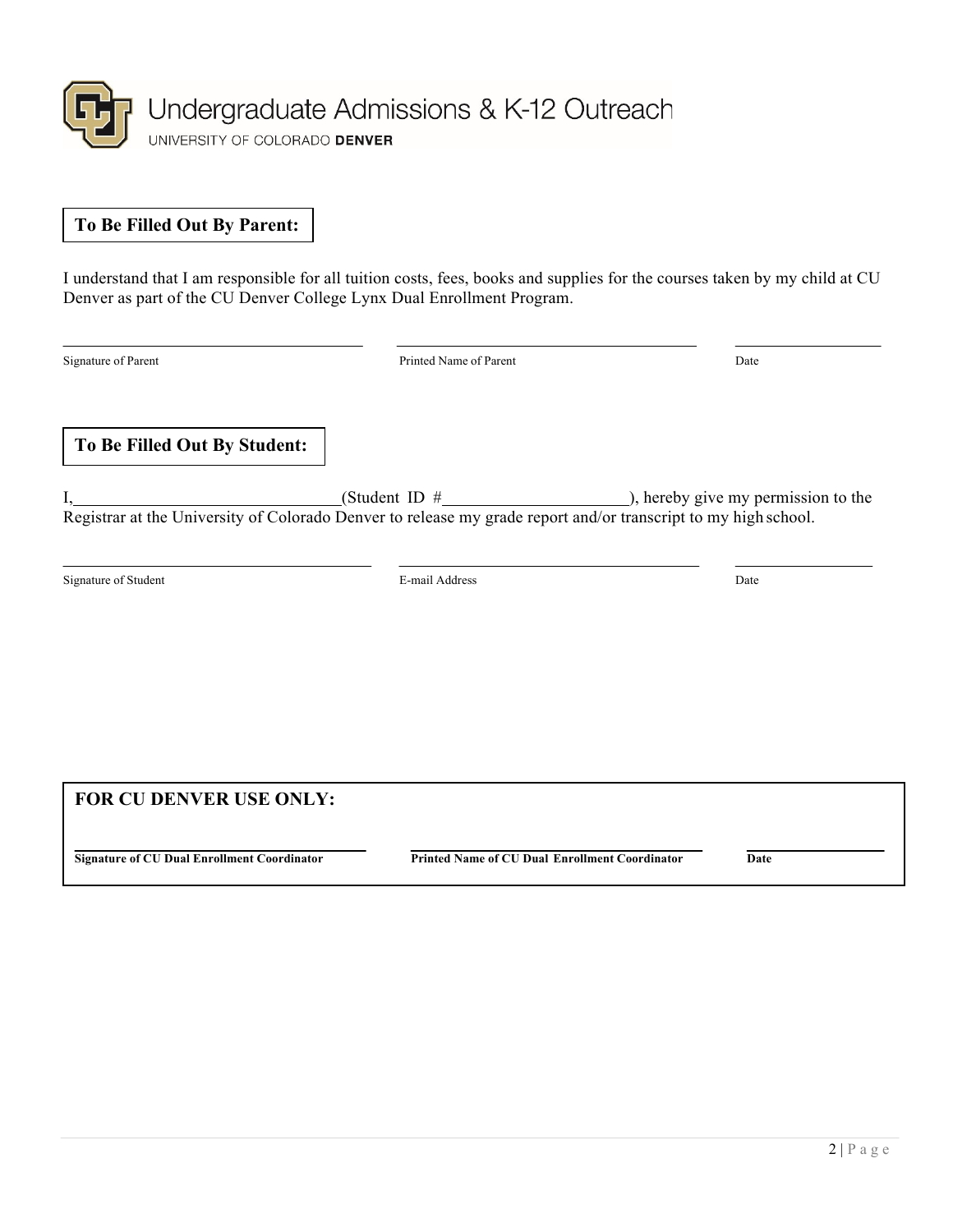Undergraduate Admissions & K-12 Outreach

UNIVERSITY OF COLORADO **DENVER**

**To Be Filled Out By Parent:**

I understand that I am responsible for all tuition costs, fees, books and supplies for the courses taken by my child at CU Denver as part of the CU Denver College Lynx Dual Enrollment Program.

| | | |
|---|---|---|
| \_\_\_\_\_\_\_\_\_\_\_\_\_\_\_\_\_\_\_\_\_\_\_\_\_\_\_\_ | \_\_\_\_\_\_\_\_\_\_\_\_\_\_\_\_\_\_\_\_\_\_\_\_\_\_\_\_ | \_\_\_\_\_\_\_\_\_\_\_\_\_\_ |
| Signature of Parent | Printed Name of Parent | Date |

**To Be Filled Out By Student:**

I,\_\_\_\_\_\_\_\_\_\_\_\_\_\_\_\_\_\_\_\_\_\_\_\_\_\_\_\_(Student ID #\_\_\_\_\_\_\_\_\_\_\_\_\_\_\_\_\_\_\_\_), hereby give my permission to the Registrar at the University of Colorado Denver to release my grade report and/or transcript to my high school.

| | | |
|---|---|---|
| \_\_\_\_\_\_\_\_\_\_\_\_\_\_\_\_\_\_\_\_\_\_\_\_\_\_\_\_ | \_\_\_\_\_\_\_\_\_\_\_\_\_\_\_\_\_\_\_\_\_\_\_\_\_\_\_\_ | \_\_\_\_\_\_\_\_\_\_\_\_\_\_ |
| Signature of Student | E-mail Address | Date |

**FOR CU DENVER USE ONLY:**

| | | |
|---|---|---|
| \_\_\_\_\_\_\_\_\_\_\_\_\_\_\_\_\_\_\_\_\_\_\_\_\_\_\_\_ | \_\_\_\_\_\_\_\_\_\_\_\_\_\_\_\_\_\_\_\_\_\_\_\_\_\_\_\_ | \_\_\_\_\_\_\_\_\_\_\_\_\_\_ |
| **Signature of CU Dual Enrollment Coordinator** | **Printed Name of CU Dual Enrollment Coordinator** | **Date** |